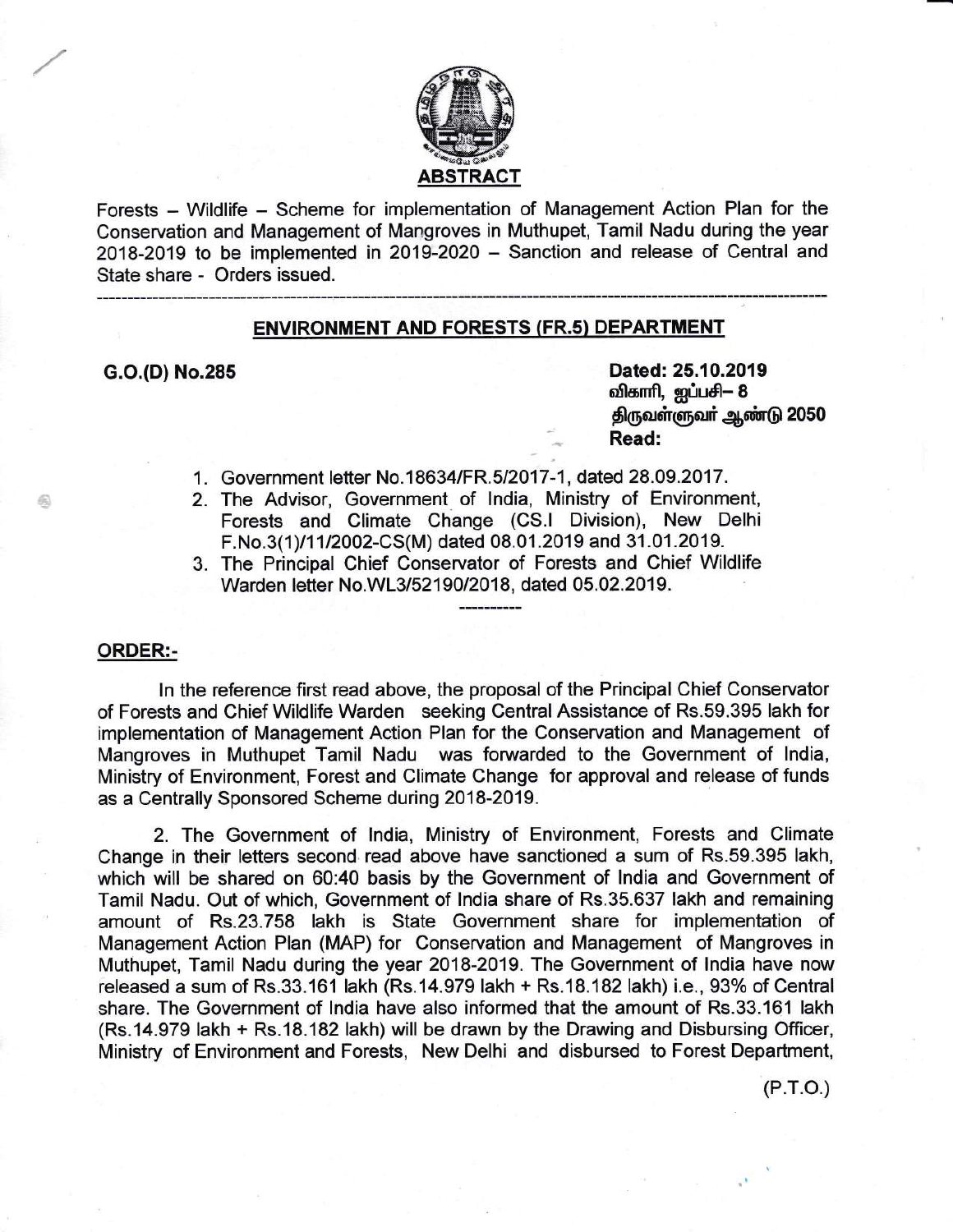## ABSTRACT

Forests – Wildlife – Scheme for implementation of Management Action Plan for the Conservation and Management of Mangroves in Muthupet, Tamil Nadu during the year 2018-2019 to be implemented in 2019-2020 – Sanction and release of Central and State share - Orders issued.

---

### ENVIRONMENT AND FORESTS (FR.5) DEPARTMENT

**G.O.(D) No.285**

**Dated: 25.10.2019**
**விகாரி, ஐப்பசி– 8**
**திருவள்ளுவர் ஆண்டு 2050**
**Read:**

1. Government letter No.18634/FR.5/2017-1, dated 28.09.2017.
2. The Advisor, Government of India, Ministry of Environment, Forests and Climate Change (CS.I Division), New Delhi F.No.3(1)/11/2002-CS(M) dated 08.01.2019 and 31.01.2019.
3. The Principal Chief Conservator of Forests and Chief Wildlife Warden letter No.WL3/52190/2018, dated 05.02.2019.

---

**ORDER:-**

In the reference first read above, the proposal of the Principal Chief Conservator of Forests and Chief Wildlife Warden seeking Central Assistance of Rs.59.395 lakh for implementation of Management Action Plan for the Conservation and Management of Mangroves in Muthupet Tamil Nadu was forwarded to the Government of India, Ministry of Environment, Forest and Climate Change for approval and release of funds as a Centrally Sponsored Scheme during 2018-2019.

2. The Government of India, Ministry of Environment, Forests and Climate Change in their letters second read above have sanctioned a sum of Rs.59.395 lakh, which will be shared on 60:40 basis by the Government of India and Government of Tamil Nadu. Out of which, Government of India share of Rs.35.637 lakh and remaining amount of Rs.23.758 lakh is State Government share for implementation of Management Action Plan (MAP) for Conservation and Management of Mangroves in Muthupet, Tamil Nadu during the year 2018-2019. The Government of India have now released a sum of Rs.33.161 lakh (Rs.14.979 lakh + Rs.18.182 lakh) i.e., 93% of Central share. The Government of India have also informed that the amount of Rs.33.161 lakh (Rs.14.979 lakh + Rs.18.182 lakh) will be drawn by the Drawing and Disbursing Officer, Ministry of Environment and Forests, New Delhi and disbursed to Forest Department,

(P.T.O.)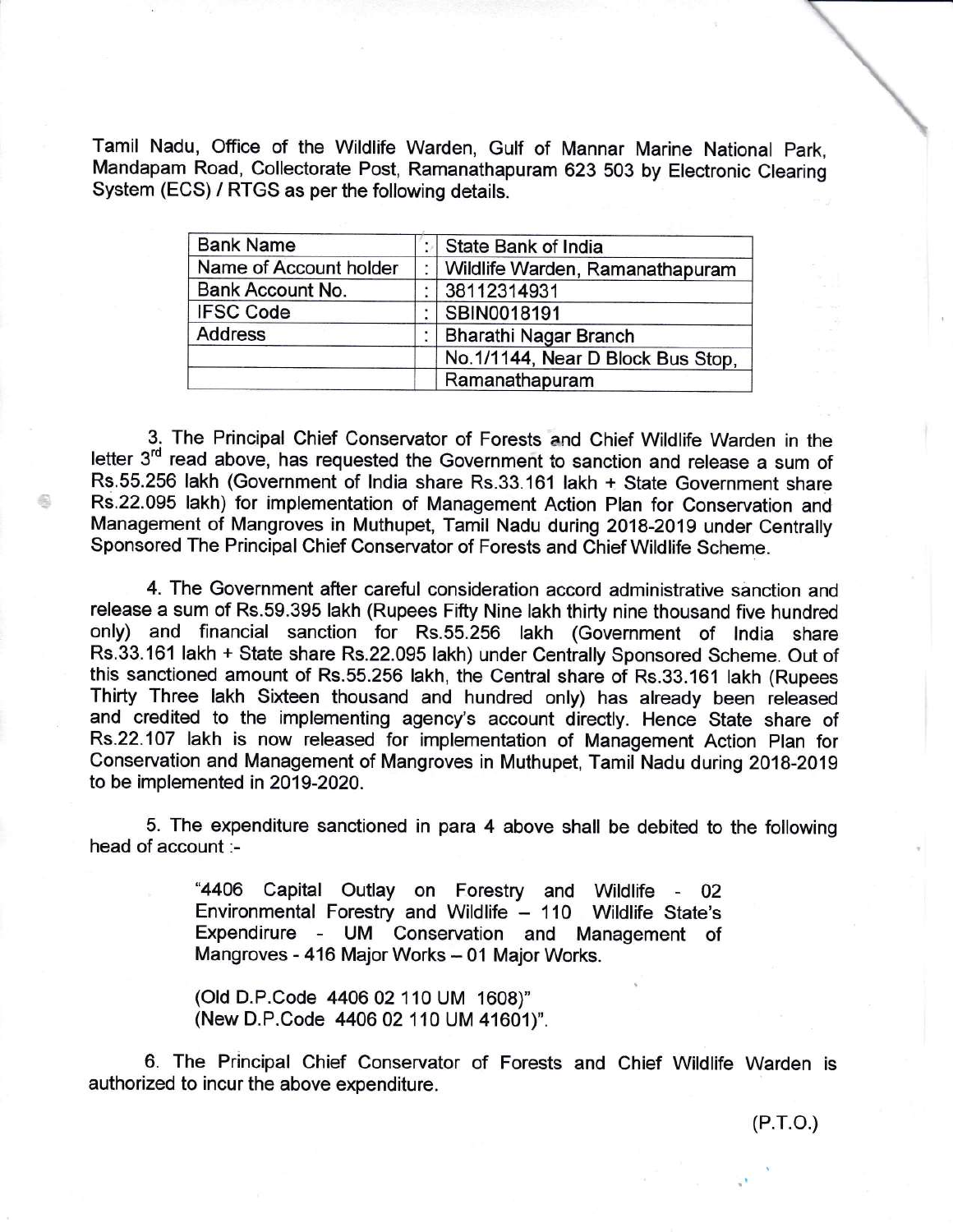Tamil Nadu, Office of the Wildlife Warden, Gulf of Mannar Marine National Park, Mandapam Road, Collectorate Post, Ramanathapuram 623 503 by Electronic Clearing System (ECS) / RTGS as per the following details.

| | | |
|---|---|---|
| Bank Name | : | State Bank of India |
| Name of Account holder | : | Wildlife Warden, Ramanathapuram |
| Bank Account No. | : | 38112314931 |
| IFSC Code | : | SBIN0018191 |
| Address | : | Bharathi Nagar Branch |
| | | No.1/1144, Near D Block Bus Stop, |
| | | Ramanathapuram |

3. The Principal Chief Conservator of Forests and Chief Wildlife Warden in the letter 3rd read above, has requested the Government to sanction and release a sum of Rs.55.256 lakh (Government of India share Rs.33.161 lakh + State Government share Rs.22.095 lakh) for implementation of Management Action Plan for Conservation and Management of Mangroves in Muthupet, Tamil Nadu during 2018-2019 under Centrally Sponsored The Principal Chief Conservator of Forests and Chief Wildlife Scheme.

4. The Government after careful consideration accord administrative sanction and release a sum of Rs.59.395 lakh (Rupees Fifty Nine lakh thirty nine thousand five hundred only) and financial sanction for Rs.55.256 lakh (Government of India share Rs.33.161 lakh + State share Rs.22.095 lakh) under Centrally Sponsored Scheme. Out of this sanctioned amount of Rs.55.256 lakh, the Central share of Rs.33.161 lakh (Rupees Thirty Three lakh Sixteen thousand and hundred only) has already been released and credited to the implementing agency's account directly. Hence State share of Rs.22.107 lakh is now released for implementation of Management Action Plan for Conservation and Management of Mangroves in Muthupet, Tamil Nadu during 2018-2019 to be implemented in 2019-2020.

5. The expenditure sanctioned in para 4 above shall be debited to the following head of account :-

> "4406 Capital Outlay on Forestry and Wildlife - 02 Environmental Forestry and Wildlife – 110 Wildlife State's Expendirure - UM Conservation and Management of Mangroves - 416 Major Works – 01 Major Works.
>
> (Old D.P.Code 4406 02 110 UM 1608)"
> (New D.P.Code 4406 02 110 UM 41601)".

6. The Principal Chief Conservator of Forests and Chief Wildlife Warden is authorized to incur the above expenditure.

(P.T.O.)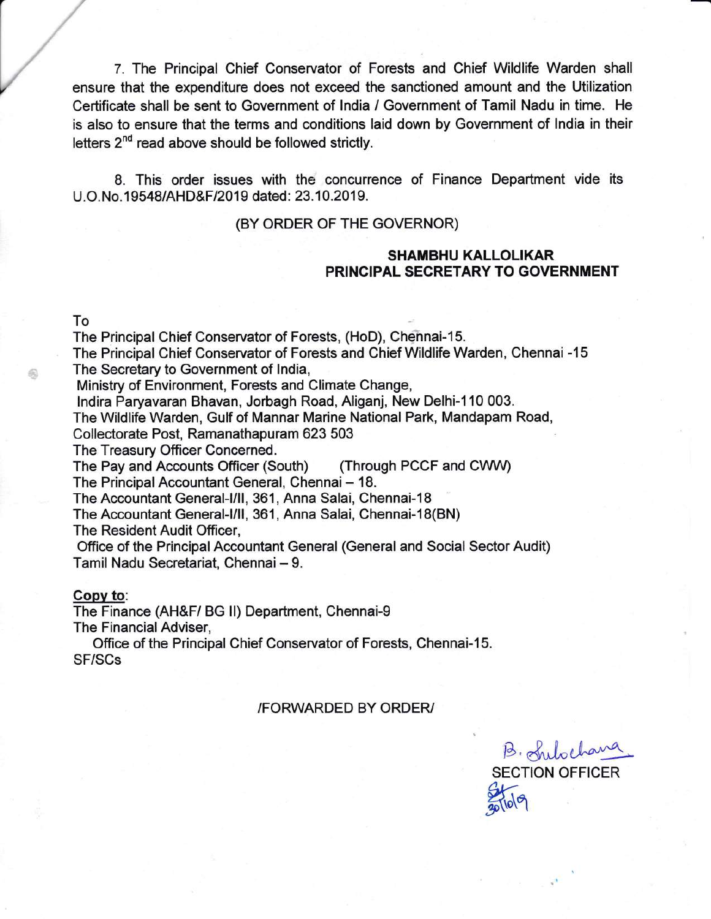7. The Principal Chief Conservator of Forests and Chief Wildlife Warden shall ensure that the expenditure does not exceed the sanctioned amount and the Utilization Certificate shall be sent to Government of India / Government of Tamil Nadu in time. He is also to ensure that the terms and conditions laid down by Government of India in their letters 2nd read above should be followed strictly.

8. This order issues with the concurrence of Finance Department vide its U.O.No.19548/AHD&F/2019 dated: 23.10.2019.

(BY ORDER OF THE GOVERNOR)

**SHAMBHU KALLOLIKAR**
**PRINCIPAL SECRETARY TO GOVERNMENT**

To

The Principal Chief Conservator of Forests, (HoD), Chennai-15.
The Principal Chief Conservator of Forests and Chief Wildlife Warden, Chennai -15
The Secretary to Government of India,
Ministry of Environment, Forests and Climate Change,
Indira Paryavaran Bhavan, Jorbagh Road, Aliganj, New Delhi-110 003.
The Wildlife Warden, Gulf of Mannar Marine National Park, Mandapam Road,
Collectorate Post, Ramanathapuram 623 503
The Treasury Officer Concerned.
The Pay and Accounts Officer (South) (Through PCCF and CWW)
The Principal Accountant General, Chennai – 18.
The Accountant General-I/II, 361, Anna Salai, Chennai-18
The Accountant General-I/II, 361, Anna Salai, Chennai-18(BN)
The Resident Audit Officer,
Office of the Principal Accountant General (General and Social Sector Audit)
Tamil Nadu Secretariat, Chennai – 9.

**Copy to**:

The Finance (AH&F/ BG II) Department, Chennai-9
The Financial Adviser,
Office of the Principal Chief Conservator of Forests, Chennai-15.
SF/SCs

/FORWARDED BY ORDER/

B. Sulochana
SECTION OFFICER
30/10/19